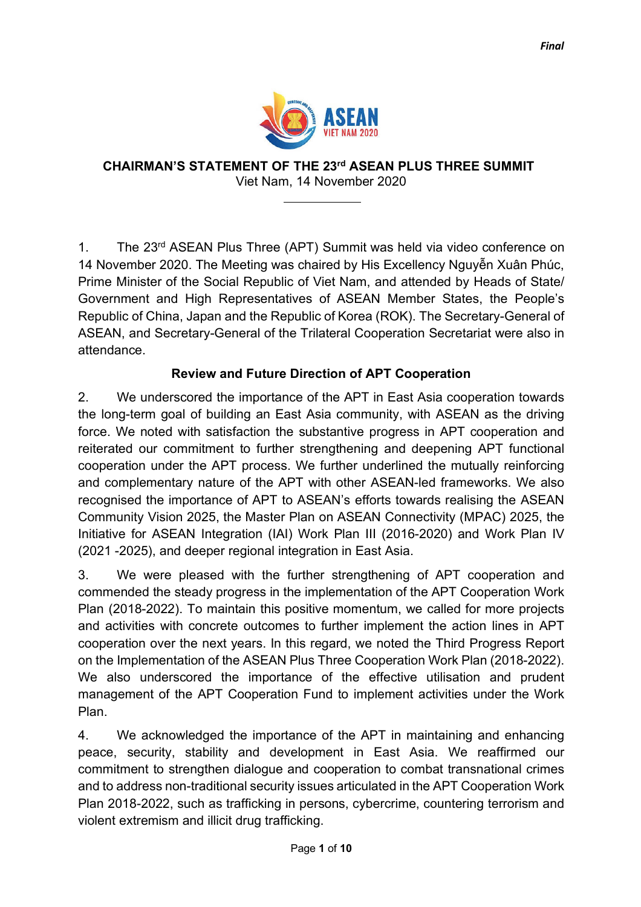*Final*

# CHAIRMAN'S STATEMENT OF THE 23rd ASEAN PLUS THREE SUMMIT

Viet Nam, 14 November 2020

1. The 23rd ASEAN Plus Three (APT) Summit was held via video conference on 14 November 2020. The Meeting was chaired by His Excellency Nguyễn Xuân Phúc, Prime Minister of the Social Republic of Viet Nam, and attended by Heads of State/ Government and High Representatives of ASEAN Member States, the People's Republic of China, Japan and the Republic of Korea (ROK). The Secretary-General of ASEAN, and Secretary-General of the Trilateral Cooperation Secretariat were also in attendance.

## Review and Future Direction of APT Cooperation

2. We underscored the importance of the APT in East Asia cooperation towards the long-term goal of building an East Asia community, with ASEAN as the driving force. We noted with satisfaction the substantive progress in APT cooperation and reiterated our commitment to further strengthening and deepening APT functional cooperation under the APT process. We further underlined the mutually reinforcing and complementary nature of the APT with other ASEAN-led frameworks. We also recognised the importance of APT to ASEAN's efforts towards realising the ASEAN Community Vision 2025, the Master Plan on ASEAN Connectivity (MPAC) 2025, the Initiative for ASEAN Integration (IAI) Work Plan III (2016-2020) and Work Plan IV (2021 -2025), and deeper regional integration in East Asia.

3. We were pleased with the further strengthening of APT cooperation and commended the steady progress in the implementation of the APT Cooperation Work Plan (2018-2022). To maintain this positive momentum, we called for more projects and activities with concrete outcomes to further implement the action lines in APT cooperation over the next years. In this regard, we noted the Third Progress Report on the Implementation of the ASEAN Plus Three Cooperation Work Plan (2018-2022). We also underscored the importance of the effective utilisation and prudent management of the APT Cooperation Fund to implement activities under the Work Plan.

4. We acknowledged the importance of the APT in maintaining and enhancing peace, security, stability and development in East Asia. We reaffirmed our commitment to strengthen dialogue and cooperation to combat transnational crimes and to address non-traditional security issues articulated in the APT Cooperation Work Plan 2018-2022, such as trafficking in persons, cybercrime, countering terrorism and violent extremism and illicit drug trafficking.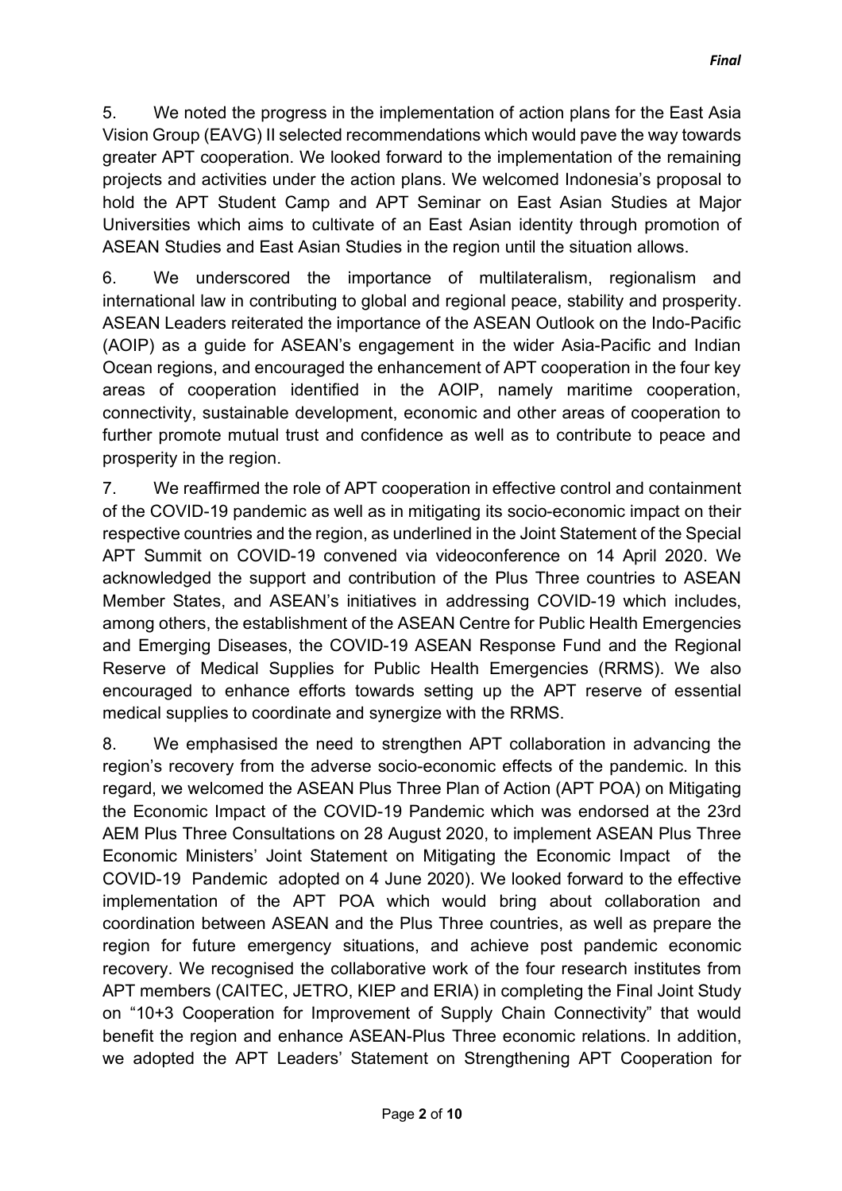5. We noted the progress in the implementation of action plans for the East Asia Vision Group (EAVG) II selected recommendations which would pave the way towards greater APT cooperation. We looked forward to the implementation of the remaining projects and activities under the action plans. We welcomed Indonesia's proposal to hold the APT Student Camp and APT Seminar on East Asian Studies at Major Universities which aims to cultivate of an East Asian identity through promotion of ASEAN Studies and East Asian Studies in the region until the situation allows.

6. We underscored the importance of multilateralism, regionalism and international law in contributing to global and regional peace, stability and prosperity. ASEAN Leaders reiterated the importance of the ASEAN Outlook on the Indo-Pacific (AOIP) as a guide for ASEAN's engagement in the wider Asia-Pacific and Indian Ocean regions, and encouraged the enhancement of APT cooperation in the four key areas of cooperation identified in the AOIP, namely maritime cooperation, connectivity, sustainable development, economic and other areas of cooperation to further promote mutual trust and confidence as well as to contribute to peace and prosperity in the region.

7. We reaffirmed the role of APT cooperation in effective control and containment of the COVID-19 pandemic as well as in mitigating its socio-economic impact on their respective countries and the region, as underlined in the Joint Statement of the Special APT Summit on COVID-19 convened via videoconference on 14 April 2020. We acknowledged the support and contribution of the Plus Three countries to ASEAN Member States, and ASEAN's initiatives in addressing COVID-19 which includes, among others, the establishment of the ASEAN Centre for Public Health Emergencies and Emerging Diseases, the COVID-19 ASEAN Response Fund and the Regional Reserve of Medical Supplies for Public Health Emergencies (RRMS). We also encouraged to enhance efforts towards setting up the APT reserve of essential medical supplies to coordinate and synergize with the RRMS.

8. We emphasised the need to strengthen APT collaboration in advancing the region's recovery from the adverse socio-economic effects of the pandemic. In this regard, we welcomed the ASEAN Plus Three Plan of Action (APT POA) on Mitigating the Economic Impact of the COVID-19 Pandemic which was endorsed at the 23rd AEM Plus Three Consultations on 28 August 2020, to implement ASEAN Plus Three Economic Ministers' Joint Statement on Mitigating the Economic Impact of the COVID-19 Pandemic adopted on 4 June 2020). We looked forward to the effective implementation of the APT POA which would bring about collaboration and coordination between ASEAN and the Plus Three countries, as well as prepare the region for future emergency situations, and achieve post pandemic economic recovery. We recognised the collaborative work of the four research institutes from APT members (CAITEC, JETRO, KIEP and ERIA) in completing the Final Joint Study on "10+3 Cooperation for Improvement of Supply Chain Connectivity" that would benefit the region and enhance ASEAN-Plus Three economic relations. In addition, we adopted the APT Leaders' Statement on Strengthening APT Cooperation for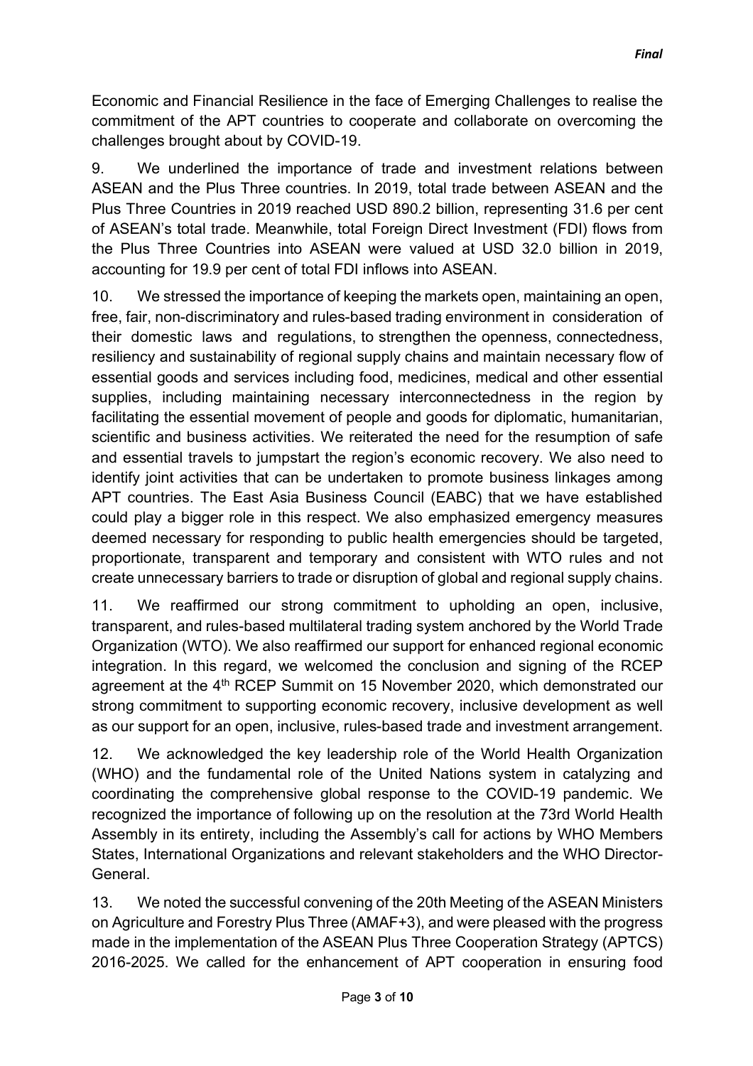Economic and Financial Resilience in the face of Emerging Challenges to realise the commitment of the APT countries to cooperate and collaborate on overcoming the challenges brought about by COVID-19.

9. We underlined the importance of trade and investment relations between ASEAN and the Plus Three countries. In 2019, total trade between ASEAN and the Plus Three Countries in 2019 reached USD 890.2 billion, representing 31.6 per cent of ASEAN's total trade. Meanwhile, total Foreign Direct Investment (FDI) flows from the Plus Three Countries into ASEAN were valued at USD 32.0 billion in 2019, accounting for 19.9 per cent of total FDI inflows into ASEAN.

10. We stressed the importance of keeping the markets open, maintaining an open, free, fair, non-discriminatory and rules-based trading environment in consideration of their domestic laws and regulations, to strengthen the openness, connectedness, resiliency and sustainability of regional supply chains and maintain necessary flow of essential goods and services including food, medicines, medical and other essential supplies, including maintaining necessary interconnectedness in the region by facilitating the essential movement of people and goods for diplomatic, humanitarian, scientific and business activities. We reiterated the need for the resumption of safe and essential travels to jumpstart the region's economic recovery. We also need to identify joint activities that can be undertaken to promote business linkages among APT countries. The East Asia Business Council (EABC) that we have established could play a bigger role in this respect. We also emphasized emergency measures deemed necessary for responding to public health emergencies should be targeted, proportionate, transparent and temporary and consistent with WTO rules and not create unnecessary barriers to trade or disruption of global and regional supply chains.

11. We reaffirmed our strong commitment to upholding an open, inclusive, transparent, and rules-based multilateral trading system anchored by the World Trade Organization (WTO). We also reaffirmed our support for enhanced regional economic integration. In this regard, we welcomed the conclusion and signing of the RCEP agreement at the 4th RCEP Summit on 15 November 2020, which demonstrated our strong commitment to supporting economic recovery, inclusive development as well as our support for an open, inclusive, rules-based trade and investment arrangement.

12. We acknowledged the key leadership role of the World Health Organization (WHO) and the fundamental role of the United Nations system in catalyzing and coordinating the comprehensive global response to the COVID-19 pandemic. We recognized the importance of following up on the resolution at the 73rd World Health Assembly in its entirety, including the Assembly's call for actions by WHO Members States, International Organizations and relevant stakeholders and the WHO Director-General.

13. We noted the successful convening of the 20th Meeting of the ASEAN Ministers on Agriculture and Forestry Plus Three (AMAF+3), and were pleased with the progress made in the implementation of the ASEAN Plus Three Cooperation Strategy (APTCS) 2016-2025. We called for the enhancement of APT cooperation in ensuring food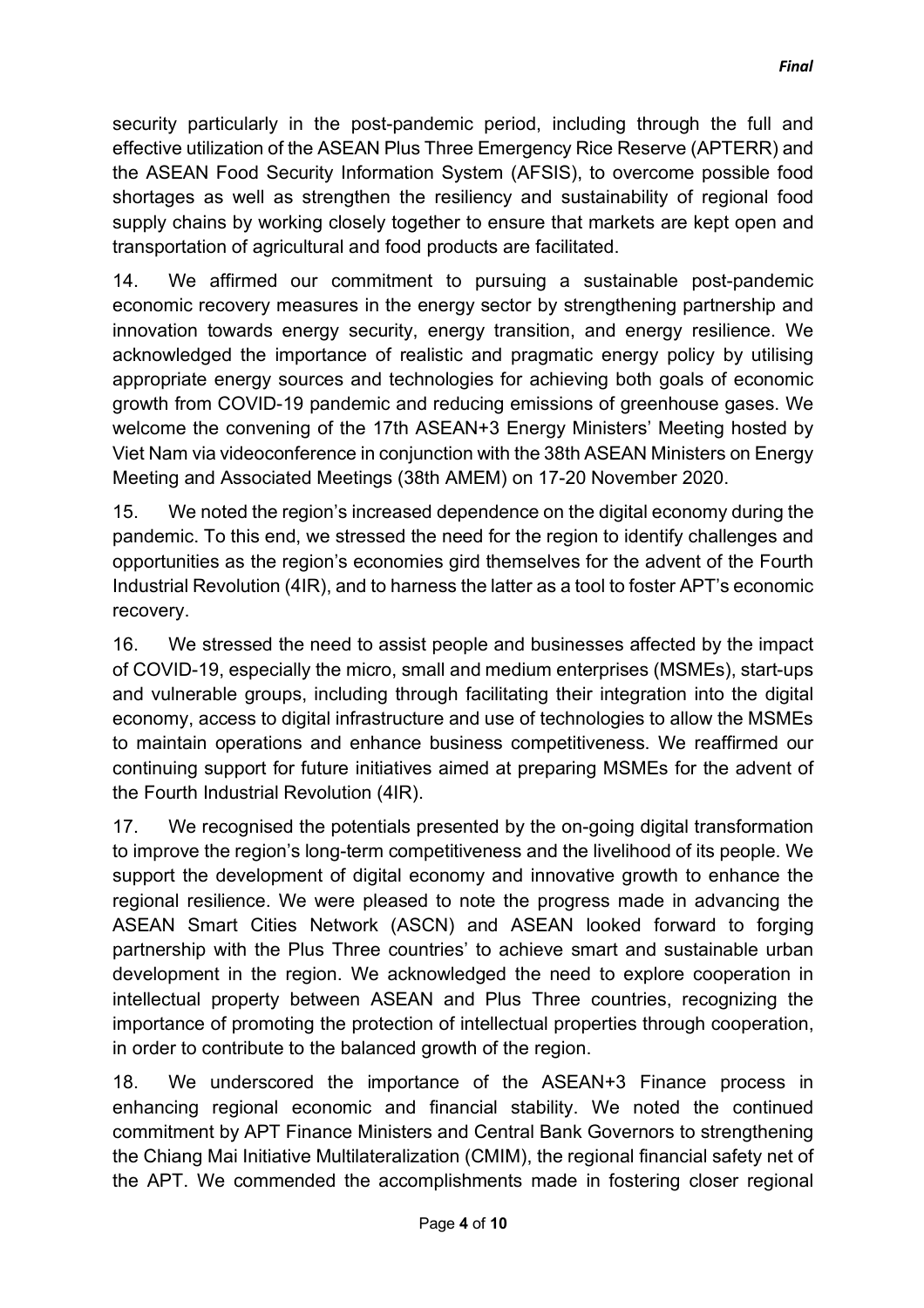security particularly in the post-pandemic period, including through the full and effective utilization of the ASEAN Plus Three Emergency Rice Reserve (APTERR) and the ASEAN Food Security Information System (AFSIS), to overcome possible food shortages as well as strengthen the resiliency and sustainability of regional food supply chains by working closely together to ensure that markets are kept open and transportation of agricultural and food products are facilitated.

14. We affirmed our commitment to pursuing a sustainable post-pandemic economic recovery measures in the energy sector by strengthening partnership and innovation towards energy security, energy transition, and energy resilience. We acknowledged the importance of realistic and pragmatic energy policy by utilising appropriate energy sources and technologies for achieving both goals of economic growth from COVID-19 pandemic and reducing emissions of greenhouse gases. We welcome the convening of the 17th ASEAN+3 Energy Ministers' Meeting hosted by Viet Nam via videoconference in conjunction with the 38th ASEAN Ministers on Energy Meeting and Associated Meetings (38th AMEM) on 17-20 November 2020.

15. We noted the region's increased dependence on the digital economy during the pandemic. To this end, we stressed the need for the region to identify challenges and opportunities as the region's economies gird themselves for the advent of the Fourth Industrial Revolution (4IR), and to harness the latter as a tool to foster APT's economic recovery.

16. We stressed the need to assist people and businesses affected by the impact of COVID-19, especially the micro, small and medium enterprises (MSMEs), start-ups and vulnerable groups, including through facilitating their integration into the digital economy, access to digital infrastructure and use of technologies to allow the MSMEs to maintain operations and enhance business competitiveness. We reaffirmed our continuing support for future initiatives aimed at preparing MSMEs for the advent of the Fourth Industrial Revolution (4IR).

17. We recognised the potentials presented by the on-going digital transformation to improve the region's long-term competitiveness and the livelihood of its people. We support the development of digital economy and innovative growth to enhance the regional resilience. We were pleased to note the progress made in advancing the ASEAN Smart Cities Network (ASCN) and ASEAN looked forward to forging partnership with the Plus Three countries' to achieve smart and sustainable urban development in the region. We acknowledged the need to explore cooperation in intellectual property between ASEAN and Plus Three countries, recognizing the importance of promoting the protection of intellectual properties through cooperation, in order to contribute to the balanced growth of the region.

18. We underscored the importance of the ASEAN+3 Finance process in enhancing regional economic and financial stability. We noted the continued commitment by APT Finance Ministers and Central Bank Governors to strengthening the Chiang Mai Initiative Multilateralization (CMIM), the regional financial safety net of the APT. We commended the accomplishments made in fostering closer regional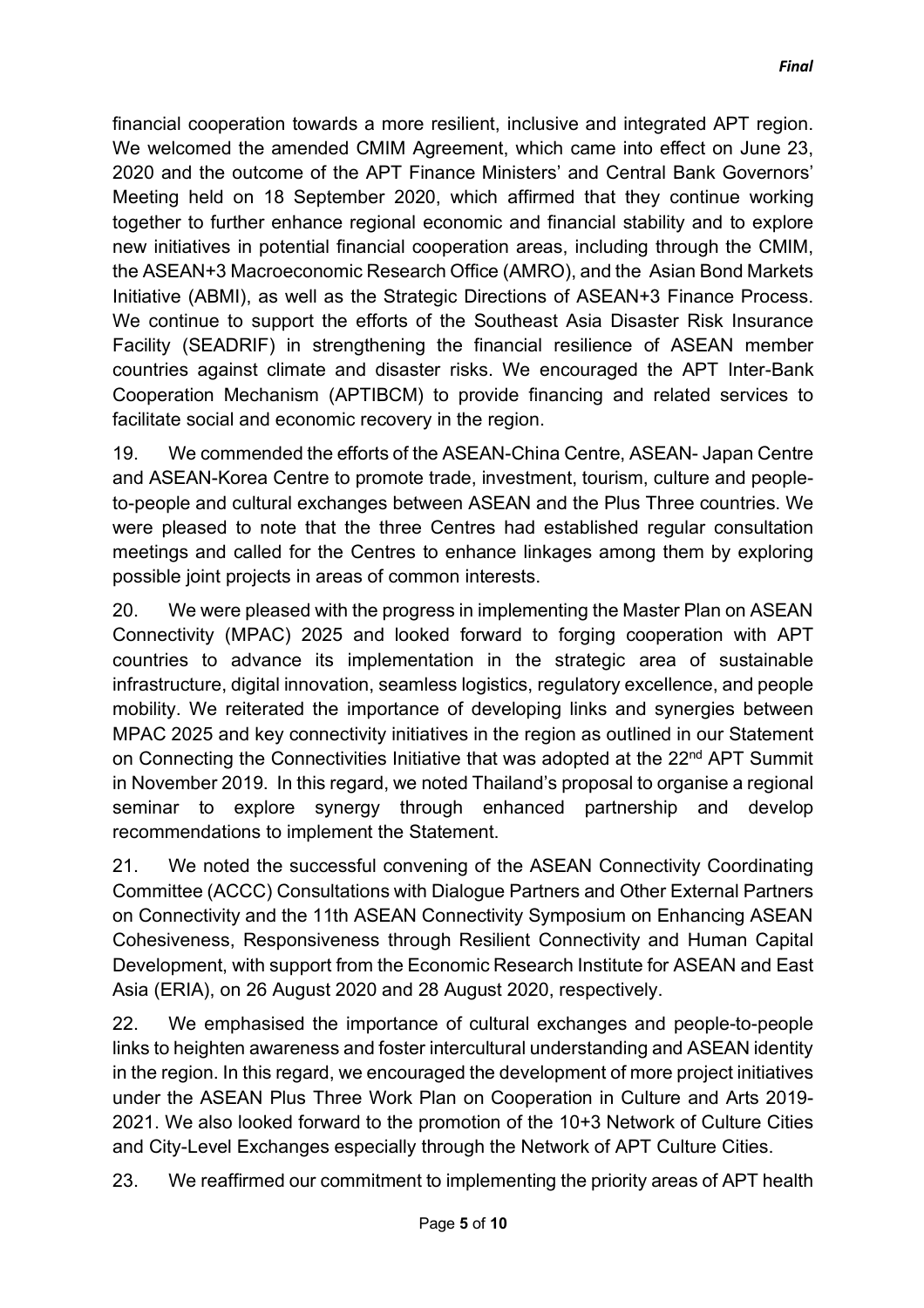financial cooperation towards a more resilient, inclusive and integrated APT region. We welcomed the amended CMIM Agreement, which came into effect on June 23, 2020 and the outcome of the APT Finance Ministers' and Central Bank Governors' Meeting held on 18 September 2020, which affirmed that they continue working together to further enhance regional economic and financial stability and to explore new initiatives in potential financial cooperation areas, including through the CMIM, the ASEAN+3 Macroeconomic Research Office (AMRO), and the Asian Bond Markets Initiative (ABMI), as well as the Strategic Directions of ASEAN+3 Finance Process. We continue to support the efforts of the Southeast Asia Disaster Risk Insurance Facility (SEADRIF) in strengthening the financial resilience of ASEAN member countries against climate and disaster risks. We encouraged the APT Inter-Bank Cooperation Mechanism (APTIBCM) to provide financing and related services to facilitate social and economic recovery in the region.

19. We commended the efforts of the ASEAN-China Centre, ASEAN- Japan Centre and ASEAN-Korea Centre to promote trade, investment, tourism, culture and people-to-people and cultural exchanges between ASEAN and the Plus Three countries. We were pleased to note that the three Centres had established regular consultation meetings and called for the Centres to enhance linkages among them by exploring possible joint projects in areas of common interests.

20. We were pleased with the progress in implementing the Master Plan on ASEAN Connectivity (MPAC) 2025 and looked forward to forging cooperation with APT countries to advance its implementation in the strategic area of sustainable infrastructure, digital innovation, seamless logistics, regulatory excellence, and people mobility. We reiterated the importance of developing links and synergies between MPAC 2025 and key connectivity initiatives in the region as outlined in our Statement on Connecting the Connectivities Initiative that was adopted at the 22nd APT Summit in November 2019. In this regard, we noted Thailand's proposal to organise a regional seminar to explore synergy through enhanced partnership and develop recommendations to implement the Statement.

21. We noted the successful convening of the ASEAN Connectivity Coordinating Committee (ACCC) Consultations with Dialogue Partners and Other External Partners on Connectivity and the 11th ASEAN Connectivity Symposium on Enhancing ASEAN Cohesiveness, Responsiveness through Resilient Connectivity and Human Capital Development, with support from the Economic Research Institute for ASEAN and East Asia (ERIA), on 26 August 2020 and 28 August 2020, respectively.

22. We emphasised the importance of cultural exchanges and people-to-people links to heighten awareness and foster intercultural understanding and ASEAN identity in the region. In this regard, we encouraged the development of more project initiatives under the ASEAN Plus Three Work Plan on Cooperation in Culture and Arts 2019-2021. We also looked forward to the promotion of the 10+3 Network of Culture Cities and City-Level Exchanges especially through the Network of APT Culture Cities.

23. We reaffirmed our commitment to implementing the priority areas of APT health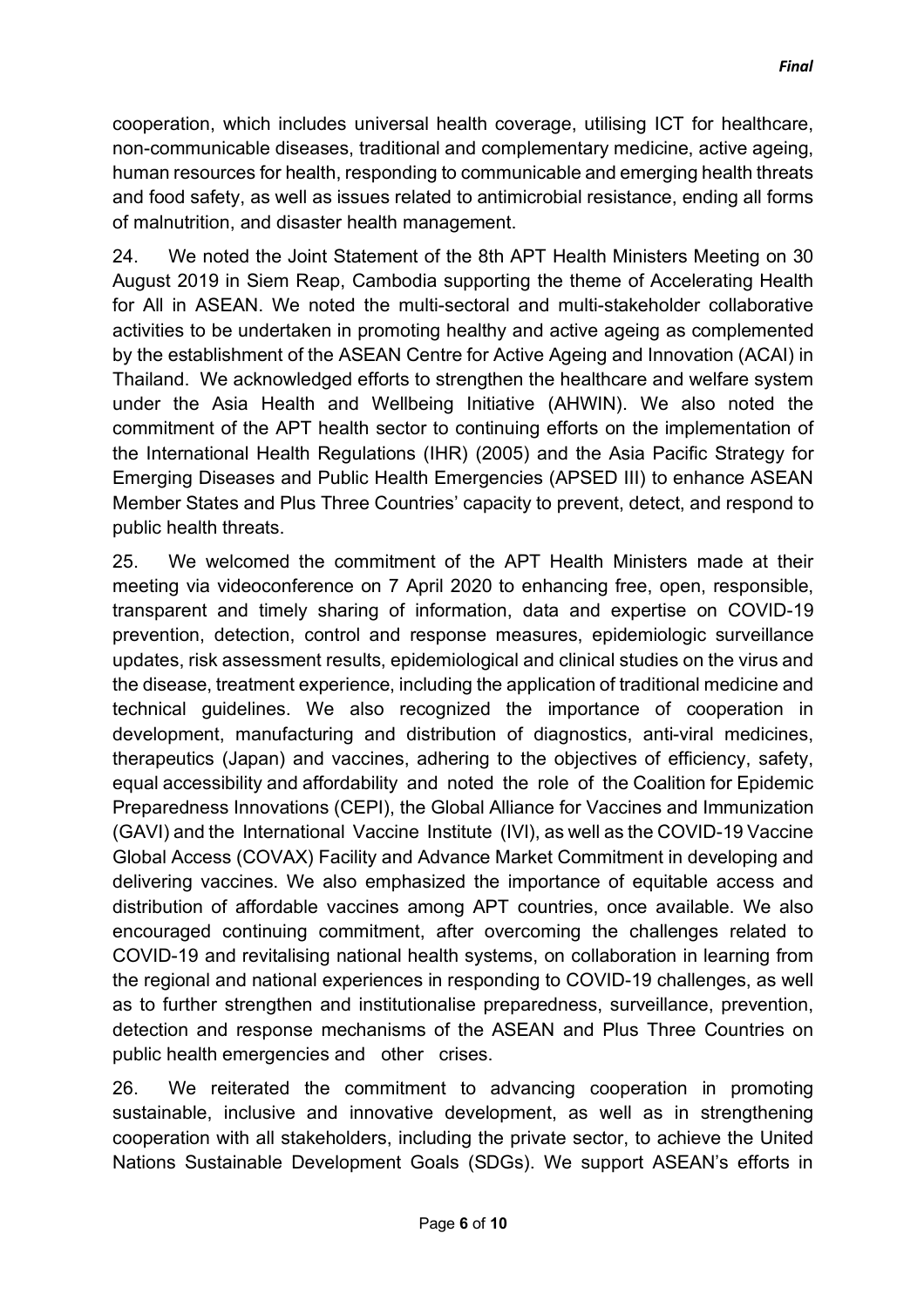cooperation, which includes universal health coverage, utilising ICT for healthcare, non-communicable diseases, traditional and complementary medicine, active ageing, human resources for health, responding to communicable and emerging health threats and food safety, as well as issues related to antimicrobial resistance, ending all forms of malnutrition, and disaster health management.

24. We noted the Joint Statement of the 8th APT Health Ministers Meeting on 30 August 2019 in Siem Reap, Cambodia supporting the theme of Accelerating Health for All in ASEAN. We noted the multi-sectoral and multi-stakeholder collaborative activities to be undertaken in promoting healthy and active ageing as complemented by the establishment of the ASEAN Centre for Active Ageing and Innovation (ACAI) in Thailand. We acknowledged efforts to strengthen the healthcare and welfare system under the Asia Health and Wellbeing Initiative (AHWIN). We also noted the commitment of the APT health sector to continuing efforts on the implementation of the International Health Regulations (IHR) (2005) and the Asia Pacific Strategy for Emerging Diseases and Public Health Emergencies (APSED III) to enhance ASEAN Member States and Plus Three Countries' capacity to prevent, detect, and respond to public health threats.

25. We welcomed the commitment of the APT Health Ministers made at their meeting via videoconference on 7 April 2020 to enhancing free, open, responsible, transparent and timely sharing of information, data and expertise on COVID-19 prevention, detection, control and response measures, epidemiologic surveillance updates, risk assessment results, epidemiological and clinical studies on the virus and the disease, treatment experience, including the application of traditional medicine and technical guidelines. We also recognized the importance of cooperation in development, manufacturing and distribution of diagnostics, anti-viral medicines, therapeutics (Japan) and vaccines, adhering to the objectives of efficiency, safety, equal accessibility and affordability and noted the role of the Coalition for Epidemic Preparedness Innovations (CEPI), the Global Alliance for Vaccines and Immunization (GAVI) and the International Vaccine Institute (IVI), as well as the COVID-19 Vaccine Global Access (COVAX) Facility and Advance Market Commitment in developing and delivering vaccines. We also emphasized the importance of equitable access and distribution of affordable vaccines among APT countries, once available. We also encouraged continuing commitment, after overcoming the challenges related to COVID-19 and revitalising national health systems, on collaboration in learning from the regional and national experiences in responding to COVID-19 challenges, as well as to further strengthen and institutionalise preparedness, surveillance, prevention, detection and response mechanisms of the ASEAN and Plus Three Countries on public health emergencies and other crises.

26. We reiterated the commitment to advancing cooperation in promoting sustainable, inclusive and innovative development, as well as in strengthening cooperation with all stakeholders, including the private sector, to achieve the United Nations Sustainable Development Goals (SDGs). We support ASEAN's efforts in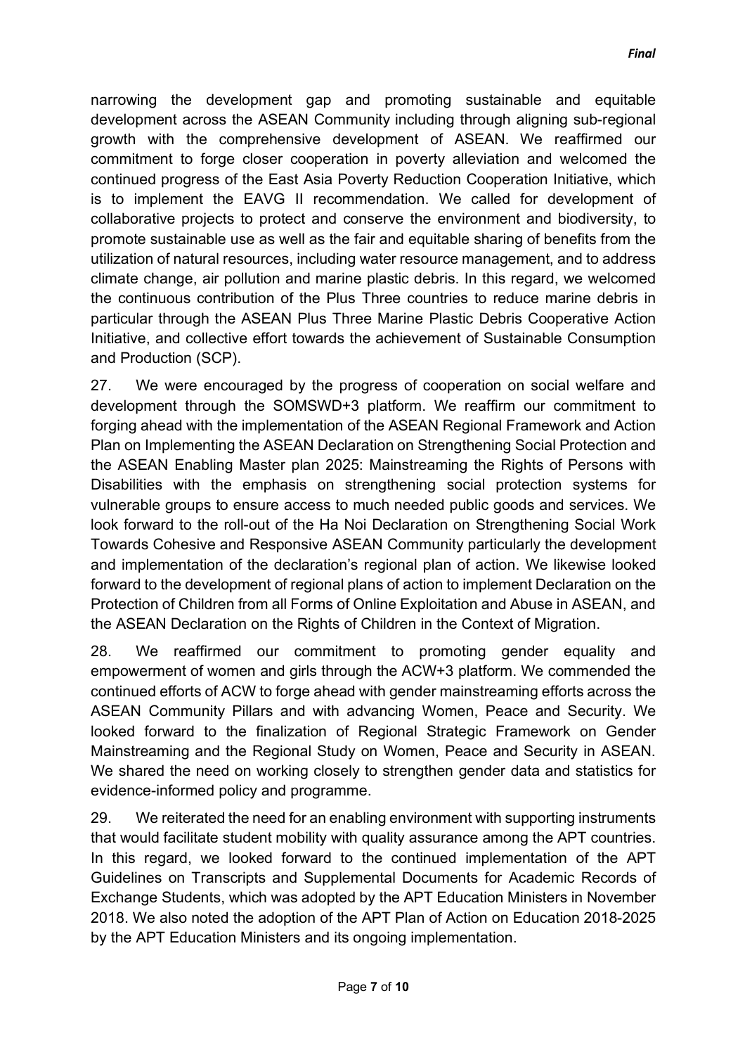narrowing the development gap and promoting sustainable and equitable development across the ASEAN Community including through aligning sub-regional growth with the comprehensive development of ASEAN. We reaffirmed our commitment to forge closer cooperation in poverty alleviation and welcomed the continued progress of the East Asia Poverty Reduction Cooperation Initiative, which is to implement the EAVG II recommendation. We called for development of collaborative projects to protect and conserve the environment and biodiversity, to promote sustainable use as well as the fair and equitable sharing of benefits from the utilization of natural resources, including water resource management, and to address climate change, air pollution and marine plastic debris. In this regard, we welcomed the continuous contribution of the Plus Three countries to reduce marine debris in particular through the ASEAN Plus Three Marine Plastic Debris Cooperative Action Initiative, and collective effort towards the achievement of Sustainable Consumption and Production (SCP).

27. We were encouraged by the progress of cooperation on social welfare and development through the SOMSWD+3 platform. We reaffirm our commitment to forging ahead with the implementation of the ASEAN Regional Framework and Action Plan on Implementing the ASEAN Declaration on Strengthening Social Protection and the ASEAN Enabling Master plan 2025: Mainstreaming the Rights of Persons with Disabilities with the emphasis on strengthening social protection systems for vulnerable groups to ensure access to much needed public goods and services. We look forward to the roll-out of the Ha Noi Declaration on Strengthening Social Work Towards Cohesive and Responsive ASEAN Community particularly the development and implementation of the declaration's regional plan of action. We likewise looked forward to the development of regional plans of action to implement Declaration on the Protection of Children from all Forms of Online Exploitation and Abuse in ASEAN, and the ASEAN Declaration on the Rights of Children in the Context of Migration.

28. We reaffirmed our commitment to promoting gender equality and empowerment of women and girls through the ACW+3 platform. We commended the continued efforts of ACW to forge ahead with gender mainstreaming efforts across the ASEAN Community Pillars and with advancing Women, Peace and Security. We looked forward to the finalization of Regional Strategic Framework on Gender Mainstreaming and the Regional Study on Women, Peace and Security in ASEAN. We shared the need on working closely to strengthen gender data and statistics for evidence-informed policy and programme.

29. We reiterated the need for an enabling environment with supporting instruments that would facilitate student mobility with quality assurance among the APT countries. In this regard, we looked forward to the continued implementation of the APT Guidelines on Transcripts and Supplemental Documents for Academic Records of Exchange Students, which was adopted by the APT Education Ministers in November 2018. We also noted the adoption of the APT Plan of Action on Education 2018-2025 by the APT Education Ministers and its ongoing implementation.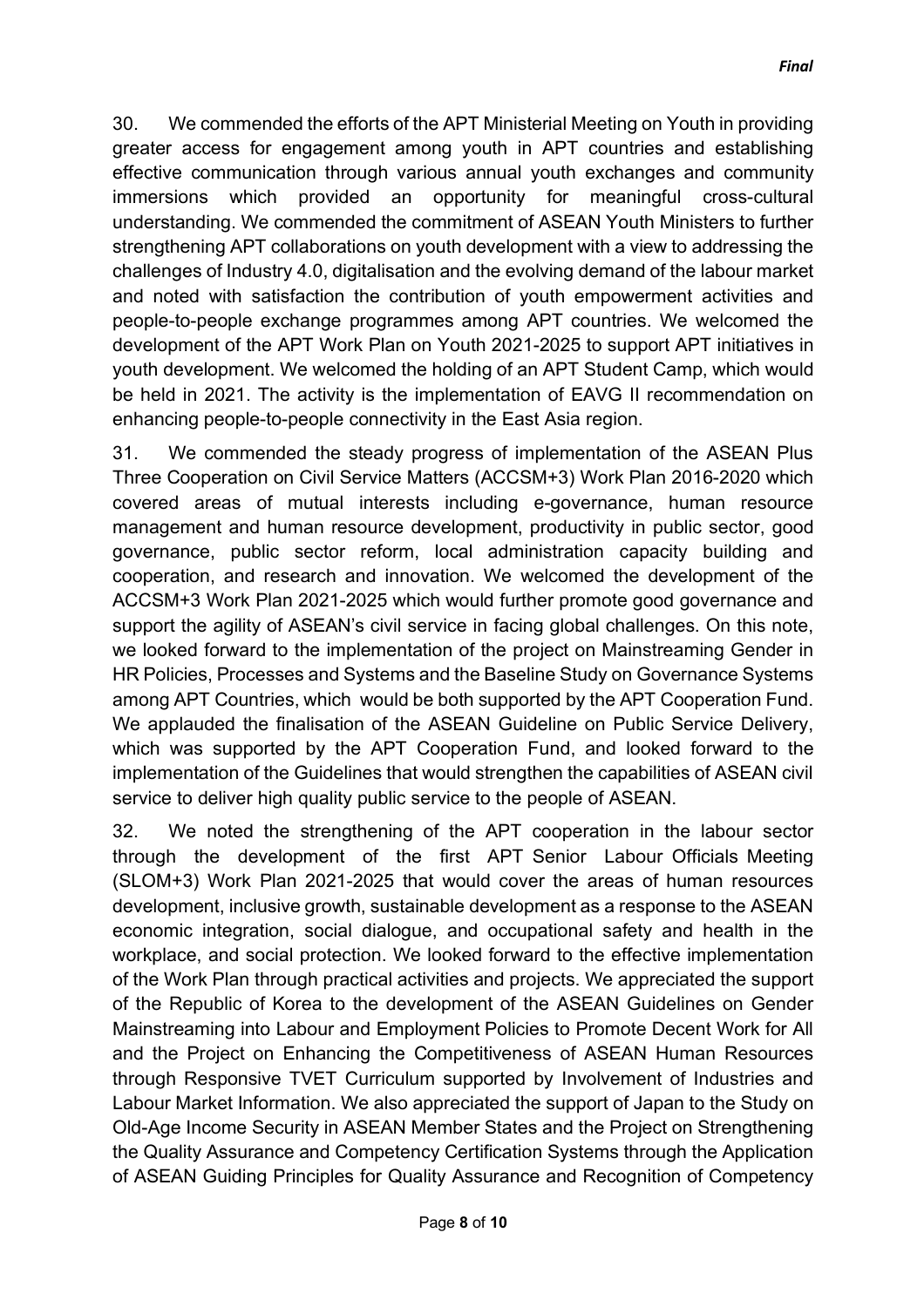30. We commended the efforts of the APT Ministerial Meeting on Youth in providing greater access for engagement among youth in APT countries and establishing effective communication through various annual youth exchanges and community immersions which provided an opportunity for meaningful cross-cultural understanding. We commended the commitment of ASEAN Youth Ministers to further strengthening APT collaborations on youth development with a view to addressing the challenges of Industry 4.0, digitalisation and the evolving demand of the labour market and noted with satisfaction the contribution of youth empowerment activities and people-to-people exchange programmes among APT countries. We welcomed the development of the APT Work Plan on Youth 2021-2025 to support APT initiatives in youth development. We welcomed the holding of an APT Student Camp, which would be held in 2021. The activity is the implementation of EAVG II recommendation on enhancing people-to-people connectivity in the East Asia region.

31. We commended the steady progress of implementation of the ASEAN Plus Three Cooperation on Civil Service Matters (ACCSM+3) Work Plan 2016-2020 which covered areas of mutual interests including e-governance, human resource management and human resource development, productivity in public sector, good governance, public sector reform, local administration capacity building and cooperation, and research and innovation. We welcomed the development of the ACCSM+3 Work Plan 2021-2025 which would further promote good governance and support the agility of ASEAN's civil service in facing global challenges. On this note, we looked forward to the implementation of the project on Mainstreaming Gender in HR Policies, Processes and Systems and the Baseline Study on Governance Systems among APT Countries, which would be both supported by the APT Cooperation Fund. We applauded the finalisation of the ASEAN Guideline on Public Service Delivery, which was supported by the APT Cooperation Fund, and looked forward to the implementation of the Guidelines that would strengthen the capabilities of ASEAN civil service to deliver high quality public service to the people of ASEAN.

32. We noted the strengthening of the APT cooperation in the labour sector through the development of the first APT Senior Labour Officials Meeting (SLOM+3) Work Plan 2021-2025 that would cover the areas of human resources development, inclusive growth, sustainable development as a response to the ASEAN economic integration, social dialogue, and occupational safety and health in the workplace, and social protection. We looked forward to the effective implementation of the Work Plan through practical activities and projects. We appreciated the support of the Republic of Korea to the development of the ASEAN Guidelines on Gender Mainstreaming into Labour and Employment Policies to Promote Decent Work for All and the Project on Enhancing the Competitiveness of ASEAN Human Resources through Responsive TVET Curriculum supported by Involvement of Industries and Labour Market Information. We also appreciated the support of Japan to the Study on Old-Age Income Security in ASEAN Member States and the Project on Strengthening the Quality Assurance and Competency Certification Systems through the Application of ASEAN Guiding Principles for Quality Assurance and Recognition of Competency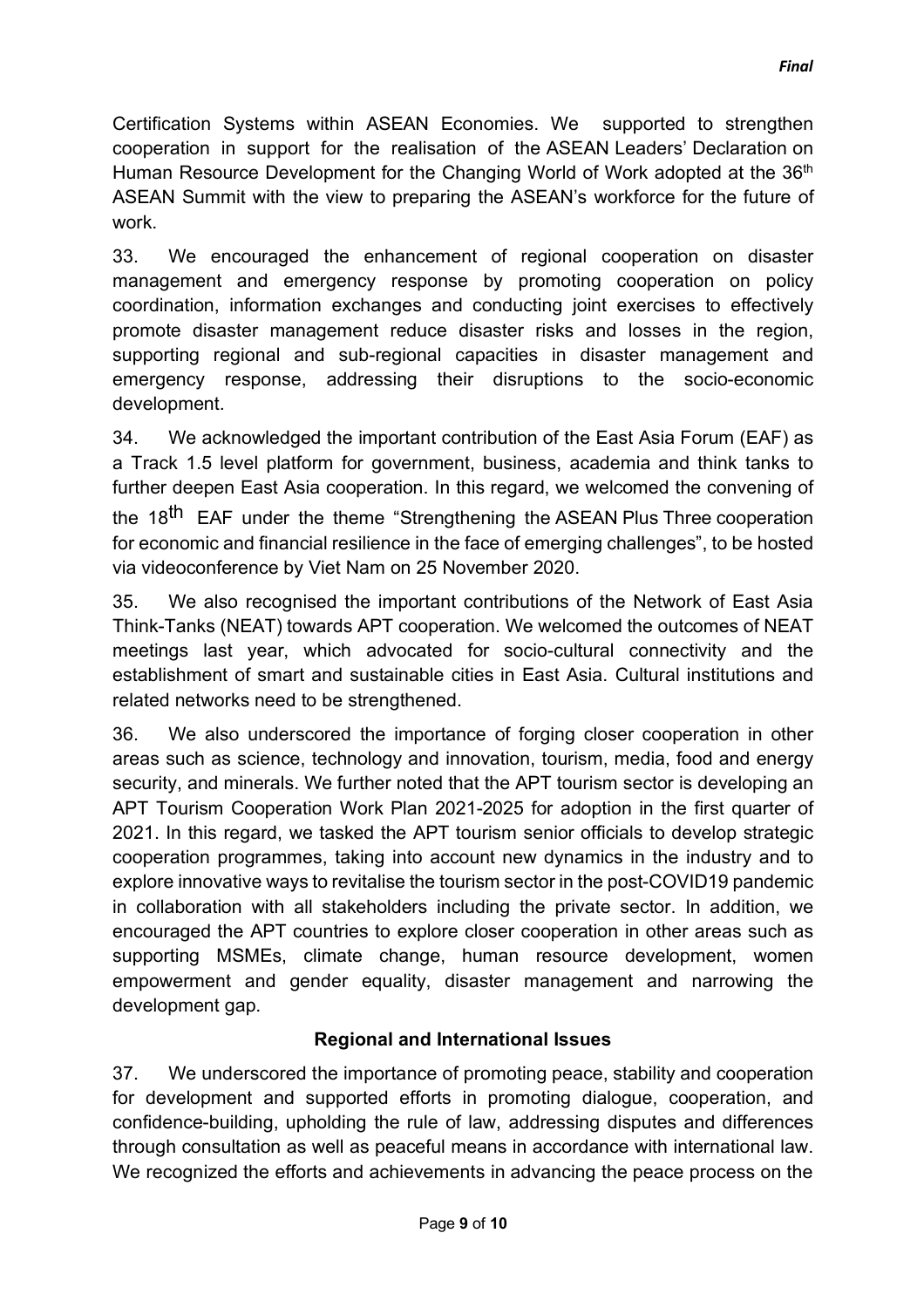Certification Systems within ASEAN Economies. We supported to strengthen cooperation in support for the realisation of the ASEAN Leaders' Declaration on Human Resource Development for the Changing World of Work adopted at the 36th ASEAN Summit with the view to preparing the ASEAN's workforce for the future of work.

33. We encouraged the enhancement of regional cooperation on disaster management and emergency response by promoting cooperation on policy coordination, information exchanges and conducting joint exercises to effectively promote disaster management reduce disaster risks and losses in the region, supporting regional and sub-regional capacities in disaster management and emergency response, addressing their disruptions to the socio-economic development.

34. We acknowledged the important contribution of the East Asia Forum (EAF) as a Track 1.5 level platform for government, business, academia and think tanks to further deepen East Asia cooperation. In this regard, we welcomed the convening of the 18th EAF under the theme "Strengthening the ASEAN Plus Three cooperation for economic and financial resilience in the face of emerging challenges", to be hosted via videoconference by Viet Nam on 25 November 2020.

35. We also recognised the important contributions of the Network of East Asia Think-Tanks (NEAT) towards APT cooperation. We welcomed the outcomes of NEAT meetings last year, which advocated for socio-cultural connectivity and the establishment of smart and sustainable cities in East Asia. Cultural institutions and related networks need to be strengthened.

36. We also underscored the importance of forging closer cooperation in other areas such as science, technology and innovation, tourism, media, food and energy security, and minerals. We further noted that the APT tourism sector is developing an APT Tourism Cooperation Work Plan 2021-2025 for adoption in the first quarter of 2021. In this regard, we tasked the APT tourism senior officials to develop strategic cooperation programmes, taking into account new dynamics in the industry and to explore innovative ways to revitalise the tourism sector in the post-COVID19 pandemic in collaboration with all stakeholders including the private sector. In addition, we encouraged the APT countries to explore closer cooperation in other areas such as supporting MSMEs, climate change, human resource development, women empowerment and gender equality, disaster management and narrowing the development gap.

### Regional and International Issues

37. We underscored the importance of promoting peace, stability and cooperation for development and supported efforts in promoting dialogue, cooperation, and confidence-building, upholding the rule of law, addressing disputes and differences through consultation as well as peaceful means in accordance with international law. We recognized the efforts and achievements in advancing the peace process on the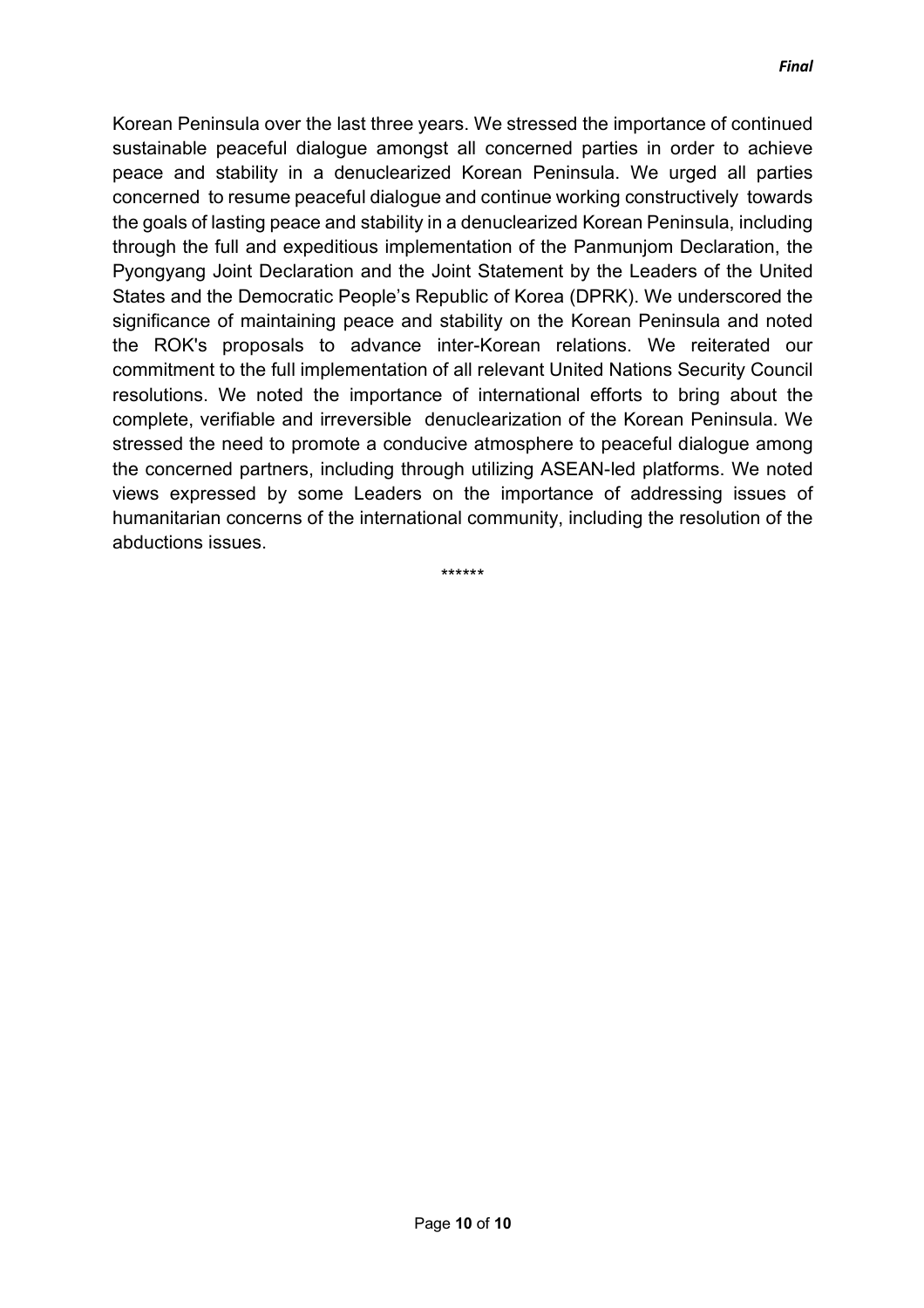Korean Peninsula over the last three years. We stressed the importance of continued sustainable peaceful dialogue amongst all concerned parties in order to achieve peace and stability in a denuclearized Korean Peninsula. We urged all parties concerned to resume peaceful dialogue and continue working constructively towards the goals of lasting peace and stability in a denuclearized Korean Peninsula, including through the full and expeditious implementation of the Panmunjom Declaration, the Pyongyang Joint Declaration and the Joint Statement by the Leaders of the United States and the Democratic People's Republic of Korea (DPRK). We underscored the significance of maintaining peace and stability on the Korean Peninsula and noted the ROK's proposals to advance inter-Korean relations. We reiterated our commitment to the full implementation of all relevant United Nations Security Council resolutions. We noted the importance of international efforts to bring about the complete, verifiable and irreversible denuclearization of the Korean Peninsula. We stressed the need to promote a conducive atmosphere to peaceful dialogue among the concerned partners, including through utilizing ASEAN-led platforms. We noted views expressed by some Leaders on the importance of addressing issues of humanitarian concerns of the international community, including the resolution of the abductions issues.

******